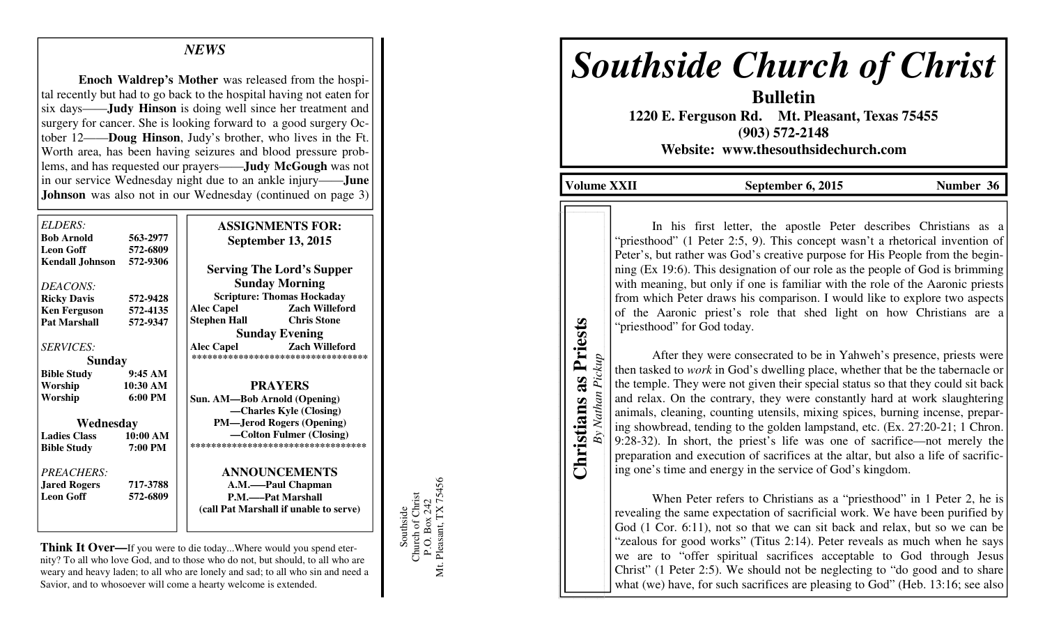## NEWS

**Enoch Waldrep's Mother** was released from the hospital recently but had to go back to the hospital having not eaten for six days——**Judy Hinson** is doing well since her treatment and surgery for cancer. She is looking forward to a good surgery October 12——**Doug Hinson**, Judy's brother, who lives in the Ft. Worth area, has been having seizures and blood pressure problems, and has requested our prayers——**Judy McGough** was not in our service Wednesday night due to an ankle injury——**June Johnson** was also not in our Wednesday (continued on page 3)

*ELDERS:*

| | |
|---|---|
| **Bob Arnold** | **563-2977** |
| **Leon Goff** | **572-6809** |
| **Kendall Johnson** | **572-9306** |

*DEACONS:*

| | |
|---|---|
| **Ricky Davis** | **572-9428** |
| **Ken Ferguson** | **572-4135** |
| **Pat Marshall** | **572-9347** |

*SERVICES:*

**Sunday**

| | |
|---|---|
| **Bible Study** | **9:45 AM** |
| **Worship** | **10:30 AM** |
| **Worship** | **6:00 PM** |

**Wednesday**

| | |
|---|---|
| **Ladies Class** | **10:00 AM** |
| **Bible Study** | **7:00 PM** |

*PREACHERS:*

| | |
|---|---|
| **Jared Rogers** | **717-3788** |
| **Leon Goff** | **572-6809** |

**ASSIGNMENTS FOR:**
**September 13, 2015**

**Serving The Lord's Supper**

**Sunday Morning**

**Scripture: Thomas Hockaday**

| | |
|---|---|
| **Alec Capel** | **Zach Willeford** |
| **Stephen Hall** | **Chris Stone** |

**Sunday Evening**

| | |
|---|---|
| **Alec Capel** | **Zach Willeford** |

**PRAYERS**

**Sun. AM—Bob Arnold (Opening)**
**—Charles Kyle (Closing)**
**PM—Jerod Rogers (Opening)**
**—Colton Fulmer (Closing)**

**ANNOUNCEMENTS**

**A.M.——Paul Chapman**
**P.M.——Pat Marshall**
**(call Pat Marshall if unable to serve)**

**Think It Over—**If you were to die today...Where would you spend eternity? To all who love God, and to those who do not, but should, to all who are weary and heavy laden; to all who are lonely and sad; to all who sin and need a Savior, and to whosoever will come a hearty welcome is extended.

Southside
Church of Christ
P.O. Box 242
Mt. Pleasant, TX 75456

# *Southside Church of Christ*

**Bulletin**

**1220 E. Ferguson Rd. Mt. Pleasant, Texas 75455**
**(903) 572-2148**
**Website: www.thesouthsidechurch.com**

**Volume XXII** | **September 6, 2015** | **Number 36**

## Christians as Priests

*By Nathan Pickup*

In his first letter, the apostle Peter describes Christians as a "priesthood" (1 Peter 2:5, 9). This concept wasn't a rhetorical invention of Peter's, but rather was God's creative purpose for His People from the beginning (Ex 19:6). This designation of our role as the people of God is brimming with meaning, but only if one is familiar with the role of the Aaronic priests from which Peter draws his comparison. I would like to explore two aspects of the Aaronic priest's role that shed light on how Christians are a "priesthood" for God today.

After they were consecrated to be in Yahweh's presence, priests were then tasked to *work* in God's dwelling place, whether that be the tabernacle or the temple. They were not given their special status so that they could sit back and relax. On the contrary, they were constantly hard at work slaughtering animals, cleaning, counting utensils, mixing spices, burning incense, preparing showbread, tending to the golden lampstand, etc. (Ex. 27:20-21; 1 Chron. 9:28-32). In short, the priest's life was one of sacrifice—not merely the preparation and execution of sacrifices at the altar, but also a life of sacrificing one's time and energy in the service of God's kingdom.

When Peter refers to Christians as a "priesthood" in 1 Peter 2, he is revealing the same expectation of sacrificial work. We have been purified by God (1 Cor. 6:11), not so that we can sit back and relax, but so we can be "zealous for good works" (Titus 2:14). Peter reveals as much when he says we are to "offer spiritual sacrifices acceptable to God through Jesus Christ" (1 Peter 2:5). We should not be neglecting to "do good and to share what (we) have, for such sacrifices are pleasing to God" (Heb. 13:16; see also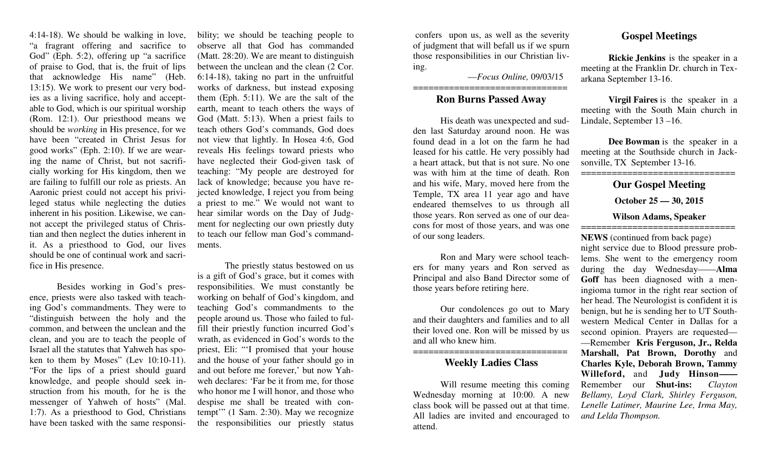4:14-18). We should be walking in love, "a fragrant offering and sacrifice to God" (Eph. 5:2), offering up "a sacrifice of praise to God, that is, the fruit of lips that acknowledge His name" (Heb. 13:15). We work to present our very bodies as a living sacrifice, holy and acceptable to God, which is our spiritual worship (Rom. 12:1). Our priesthood means we should be *working* in His presence, for we have been "created in Christ Jesus for good works" (Eph. 2:10). If we are wearing the name of Christ, but not sacrificially working for His kingdom, then we are failing to fulfill our role as priests. An Aaronic priest could not accept his privileged status while neglecting the duties inherent in his position. Likewise, we cannot accept the privileged status of Christian and then neglect the duties inherent in it. As a priesthood to God, our lives should be one of continual work and sacrifice in His presence.

Besides working in God's presence, priests were also tasked with teaching God's commandments. They were to "distinguish between the holy and the common, and between the unclean and the clean, and you are to teach the people of Israel all the statutes that Yahweh has spoken to them by Moses" (Lev 10:10-11). "For the lips of a priest should guard knowledge, and people should seek instruction from his mouth, for he is the messenger of Yahweh of hosts" (Mal. 1:7). As a priesthood to God, Christians have been tasked with the same responsibility; we should be teaching people to observe all that God has commanded (Matt. 28:20). We are meant to distinguish between the unclean and the clean (2 Cor. 6:14-18), taking no part in the unfruitful works of darkness, but instead exposing them (Eph. 5:11). We are the salt of the earth, meant to teach others the ways of God (Matt. 5:13). When a priest fails to teach others God's commands, God does not view that lightly. In Hosea 4:6, God reveals His feelings toward priests who have neglected their God-given task of teaching: "My people are destroyed for lack of knowledge; because you have rejected knowledge, I reject you from being a priest to me." We would not want to hear similar words on the Day of Judgment for neglecting our own priestly duty to teach our fellow man God's commandments.

The priestly status bestowed on us is a gift of God's grace, but it comes with responsibilities. We must constantly be working on behalf of God's kingdom, and teaching God's commandments to the people around us. Those who failed to fulfill their priestly function incurred God's wrath, as evidenced in God's words to the priest, Eli: "'I promised that your house and the house of your father should go in and out before me forever,' but now Yahweh declares: 'Far be it from me, for those who honor me I will honor, and those who despise me shall be treated with contempt'" (1 Sam. 2:30). May we recognize the responsibilities our priestly status confers upon us, as well as the severity of judgment that will befall us if we spurn those responsibilities in our Christian living.

—*Focus Online,* 09/03/15

==============================

## Ron Burns Passed Away

His death was unexpected and sudden last Saturday around noon. He was found dead in a lot on the farm he had leased for his cattle. He very possibly had a heart attack, but that is not sure. No one was with him at the time of death. Ron and his wife, Mary, moved here from the Temple, TX area 11 year ago and have endeared themselves to us through all those years. Ron served as one of our deacons for most of those years, and was one of our song leaders.

Ron and Mary were school teachers for many years and Ron served as Principal and also Band Director some of those years before retiring here.

Our condolences go out to Mary and their daughters and families and to all their loved one. Ron will be missed by us and all who knew him.

==============================

## Weekly Ladies Class

Will resume meeting this coming Wednesday morning at 10:00. A new class book will be passed out at that time. All ladies are invited and encouraged to attend.

## Gospel Meetings

**Rickie Jenkins** is the speaker in a meeting at the Franklin Dr. church in Texarkana September 13-16.

**Virgil Faires** is the speaker in a meeting with the South Main church in Lindale, September 13 –16.

**Dee Bowman** is the speaker in a meeting at the Southside church in Jacksonville, TX September 13-16.

==============================

## Our Gospel Meeting

**October 25 — 30, 2015**

**Wilson Adams, Speaker**

==============================

**NEWS** (continued from back page) night service due to Blood pressure problems. She went to the emergency room during the day Wednesday——**Alma Goff** has been diagnosed with a meningioma tumor in the right rear section of her head. The Neurologist is confident it is benign, but he is sending her to UT Southwestern Medical Center in Dallas for a second opinion. Prayers are requested——Remember **Kris Ferguson, Jr., Relda Marshall, Pat Brown, Dorothy** and **Charles Kyle, Deborah Brown, Tammy Willeford,** and **Judy Hinson——** Remember our **Shut-ins:** *Clayton Bellamy, Loyd Clark, Shirley Ferguson, Lenelle Latimer, Maurine Lee, Irma May, and Lelda Thompson.*